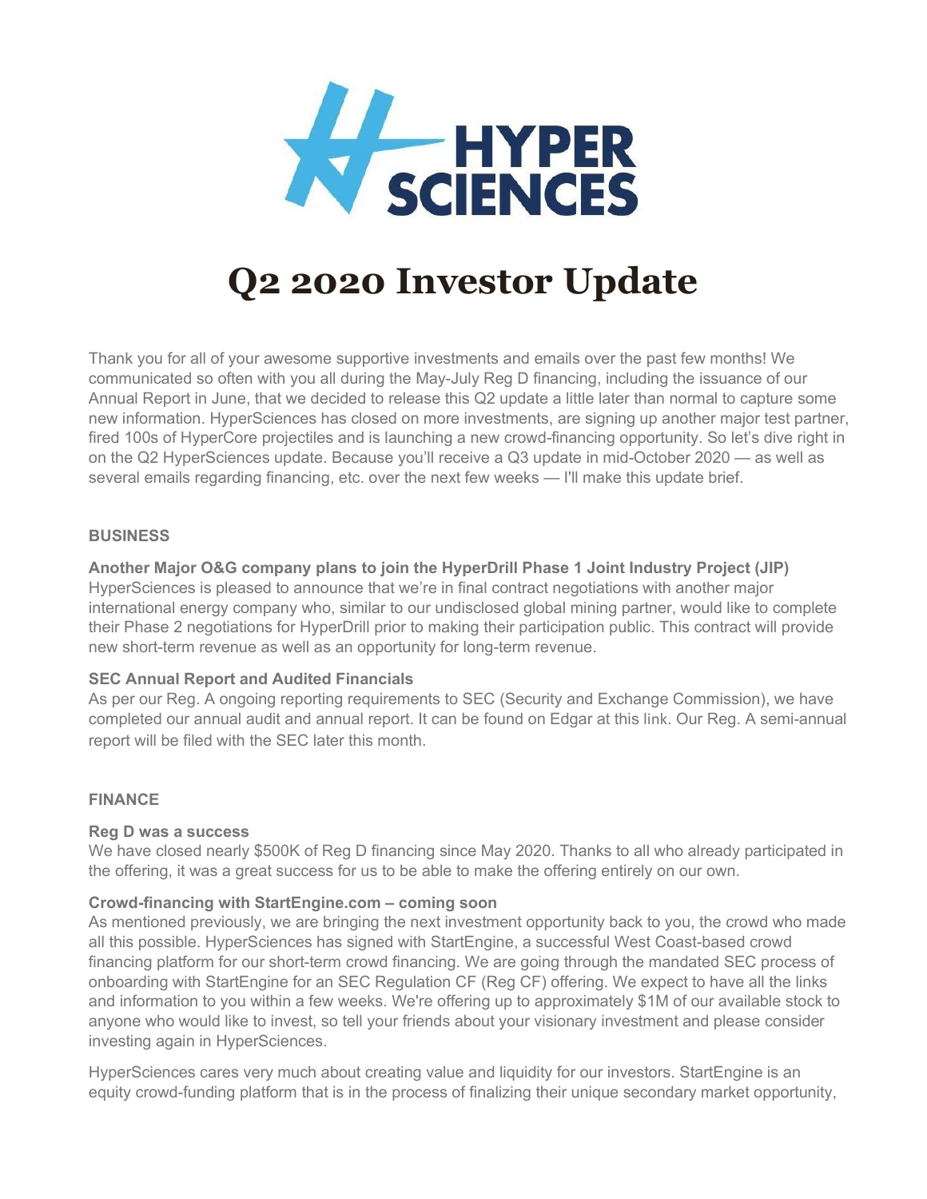# Q2 2020 Investor Update

Thank you for all of your awesome supportive investments and emails over the past few months! We communicated so often with you all during the May-July Reg D financing, including the issuance of our Annual Report in June, that we decided to release this Q2 update a little later than normal to capture some new information. HyperSciences has closed on more investments, are signing up another major test partner, fired 100s of HyperCore projectiles and is launching a new crowd-financing opportunity. So let's dive right in on the Q2 HyperSciences update. Because you'll receive a Q3 update in mid-October 2020 — as well as several emails regarding financing, etc. over the next few weeks — I'll make this update brief.

## BUSINESS

**Another Major O&G company plans to join the HyperDrill Phase 1 Joint Industry Project (JIP)**
HyperSciences is pleased to announce that we're in final contract negotiations with another major international energy company who, similar to our undisclosed global mining partner, would like to complete their Phase 2 negotiations for HyperDrill prior to making their participation public. This contract will provide new short-term revenue as well as an opportunity for long-term revenue.

**SEC Annual Report and Audited Financials**
As per our Reg. A ongoing reporting requirements to SEC (Security and Exchange Commission), we have completed our annual audit and annual report. It can be found on Edgar at this link. Our Reg. A semi-annual report will be filed with the SEC later this month.

## FINANCE

**Reg D was a success**
We have closed nearly $500K of Reg D financing since May 2020. Thanks to all who already participated in the offering, it was a great success for us to be able to make the offering entirely on our own.

**Crowd-financing with StartEngine.com – coming soon**
As mentioned previously, we are bringing the next investment opportunity back to you, the crowd who made all this possible. HyperSciences has signed with StartEngine, a successful West Coast-based crowd financing platform for our short-term crowd financing. We are going through the mandated SEC process of onboarding with StartEngine for an SEC Regulation CF (Reg CF) offering. We expect to have all the links and information to you within a few weeks. We're offering up to approximately $1M of our available stock to anyone who would like to invest, so tell your friends about your visionary investment and please consider investing again in HyperSciences.

HyperSciences cares very much about creating value and liquidity for our investors. StartEngine is an equity crowd-funding platform that is in the process of finalizing their unique secondary market opportunity,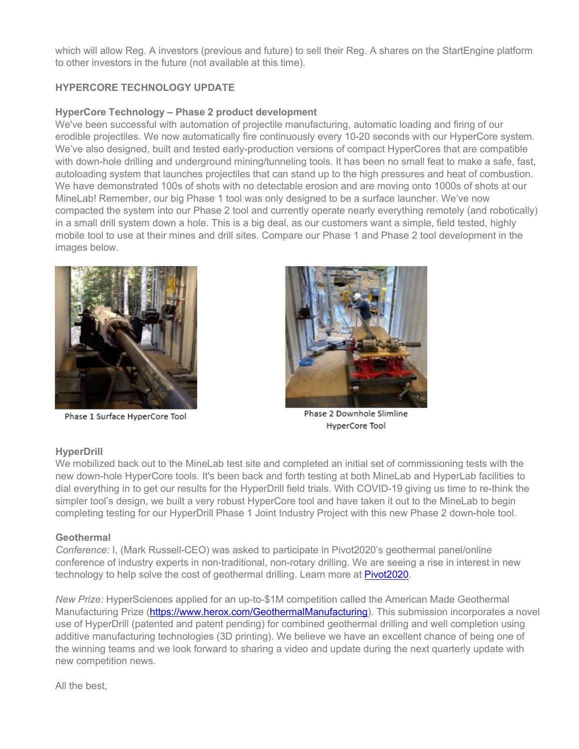which will allow Reg. A investors (previous and future) to sell their Reg. A shares on the StartEngine platform to other investors in the future (not available at this time).

**HYPERCORE TECHNOLOGY UPDATE**

**HyperCore Technology – Phase 2 product development**

We've been successful with automation of projectile manufacturing, automatic loading and firing of our erodible projectiles. We now automatically fire continuously every 10-20 seconds with our HyperCore system. We've also designed, built and tested early-production versions of compact HyperCores that are compatible with down-hole drilling and underground mining/tunneling tools. It has been no small feat to make a safe, fast, autoloading system that launches projectiles that can stand up to the high pressures and heat of combustion. We have demonstrated 100s of shots with no detectable erosion and are moving onto 1000s of shots at our MineLab! Remember, our big Phase 1 tool was only designed to be a surface launcher. We've now compacted the system into our Phase 2 tool and currently operate nearly everything remotely (and robotically) in a small drill system down a hole. This is a big deal, as our customers want a simple, field tested, highly mobile tool to use at their mines and drill sites. Compare our Phase 1 and Phase 2 tool development in the images below.

Phase 1 Surface HyperCore Tool

Phase 2 Downhole Slimline HyperCore Tool

**HyperDrill**

We mobilized back out to the MineLab test site and completed an initial set of commissioning tests with the new down-hole HyperCore tools. It's been back and forth testing at both MineLab and HyperLab facilities to dial everything in to get our results for the HyperDrill field trials. With COVID-19 giving us time to re-think the simpler tool's design, we built a very robust HyperCore tool and have taken it out to the MineLab to begin completing testing for our HyperDrill Phase 1 Joint Industry Project with this new Phase 2 down-hole tool.

**Geothermal**

*Conference:* I, (Mark Russell-CEO) was asked to participate in Pivot2020's geothermal panel/online conference of industry experts in non-traditional, non-rotary drilling. We are seeing a rise in interest in new technology to help solve the cost of geothermal drilling. Learn more at Pivot2020.

*New Prize:* HyperSciences applied for an up-to-$1M competition called the American Made Geothermal Manufacturing Prize (https://www.herox.com/GeothermalManufacturing). This submission incorporates a novel use of HyperDrill (patented and patent pending) for combined geothermal drilling and well completion using additive manufacturing technologies (3D printing). We believe we have an excellent chance of being one of the winning teams and we look forward to sharing a video and update during the next quarterly update with new competition news.

All the best,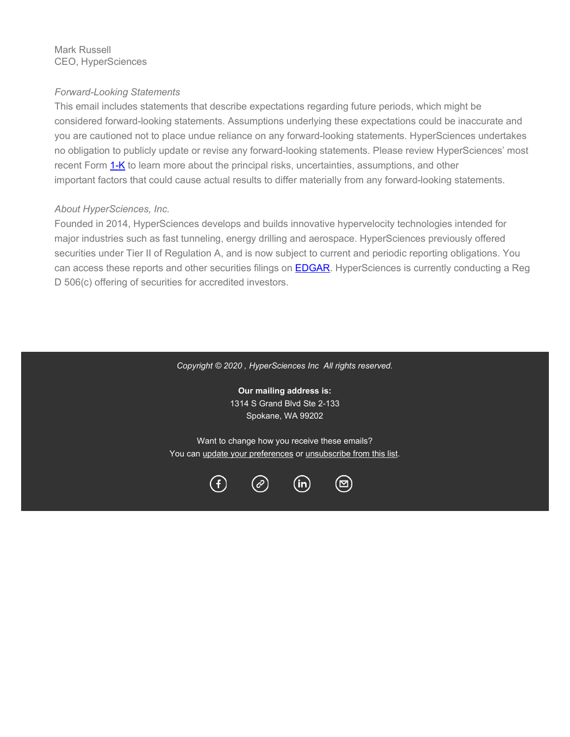Mark Russell
CEO, HyperSciences

*Forward-Looking Statements*

This email includes statements that describe expectations regarding future periods, which might be considered forward-looking statements. Assumptions underlying these expectations could be inaccurate and you are cautioned not to place undue reliance on any forward-looking statements. HyperSciences undertakes no obligation to publicly update or revise any forward-looking statements. Please review HyperSciences' most recent Form 1-K to learn more about the principal risks, uncertainties, assumptions, and other important factors that could cause actual results to differ materially from any forward-looking statements.

*About HyperSciences, Inc.*

Founded in 2014, HyperSciences develops and builds innovative hypervelocity technologies intended for major industries such as fast tunneling, energy drilling and aerospace. HyperSciences previously offered securities under Tier II of Regulation A, and is now subject to current and periodic reporting obligations. You can access these reports and other securities filings on EDGAR. HyperSciences is currently conducting a Reg D 506(c) offering of securities for accredited investors.

*Copyright © 2020 , HyperSciences Inc All rights reserved.*

**Our mailing address is:**
1314 S Grand Blvd Ste 2-133
Spokane, WA 99202

Want to change how you receive these emails?
You can update your preferences or unsubscribe from this list.